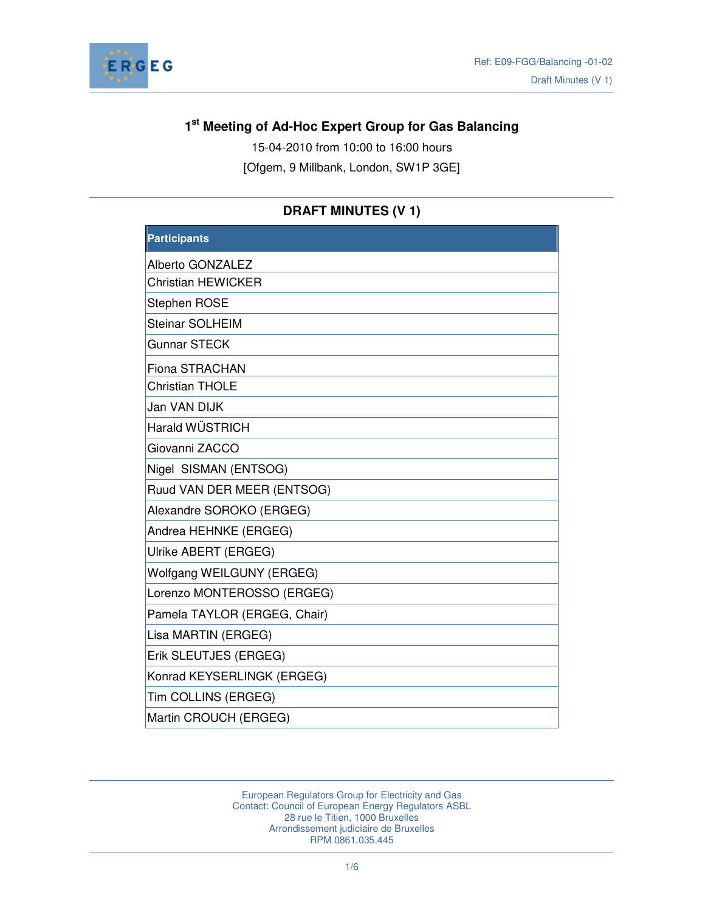Ref: E09-FGG/Balancing -01-02

Draft Minutes (V 1)

# 1st Meeting of Ad-Hoc Expert Group for Gas Balancing

15-04-2010 from 10:00 to 16:00 hours

[Ofgem, 9 Millbank, London, SW1P 3GE]

## DRAFT MINUTES (V 1)

| Participants |
| --- |
| Alberto GONZALEZ |
| Christian HEWICKER |
| Stephen ROSE |
| Steinar SOLHEIM |
| Gunnar STECK |
| Fiona STRACHAN |
| Christian THOLE |
| Jan VAN DIJK |
| Harald WÜSTRICH |
| Giovanni ZACCO |
| Nigel SISMAN (ENTSOG) |
| Ruud VAN DER MEER (ENTSOG) |
| Alexandre SOROKO (ERGEG) |
| Andrea HEHNKE (ERGEG) |
| Ulrike ABERT (ERGEG) |
| Wolfgang WEILGUNY (ERGEG) |
| Lorenzo MONTEROSSO (ERGEG) |
| Pamela TAYLOR (ERGEG, Chair) |
| Lisa MARTIN (ERGEG) |
| Erik SLEUTJES (ERGEG) |
| Konrad KEYSERLINGK (ERGEG) |
| Tim COLLINS (ERGEG) |
| Martin CROUCH (ERGEG) |

European Regulators Group for Electricity and Gas
Contact: Council of European Energy Regulators ASBL
28 rue le Titien, 1000 Bruxelles
Arrondissement judiciaire de Bruxelles
RPM 0861.035.445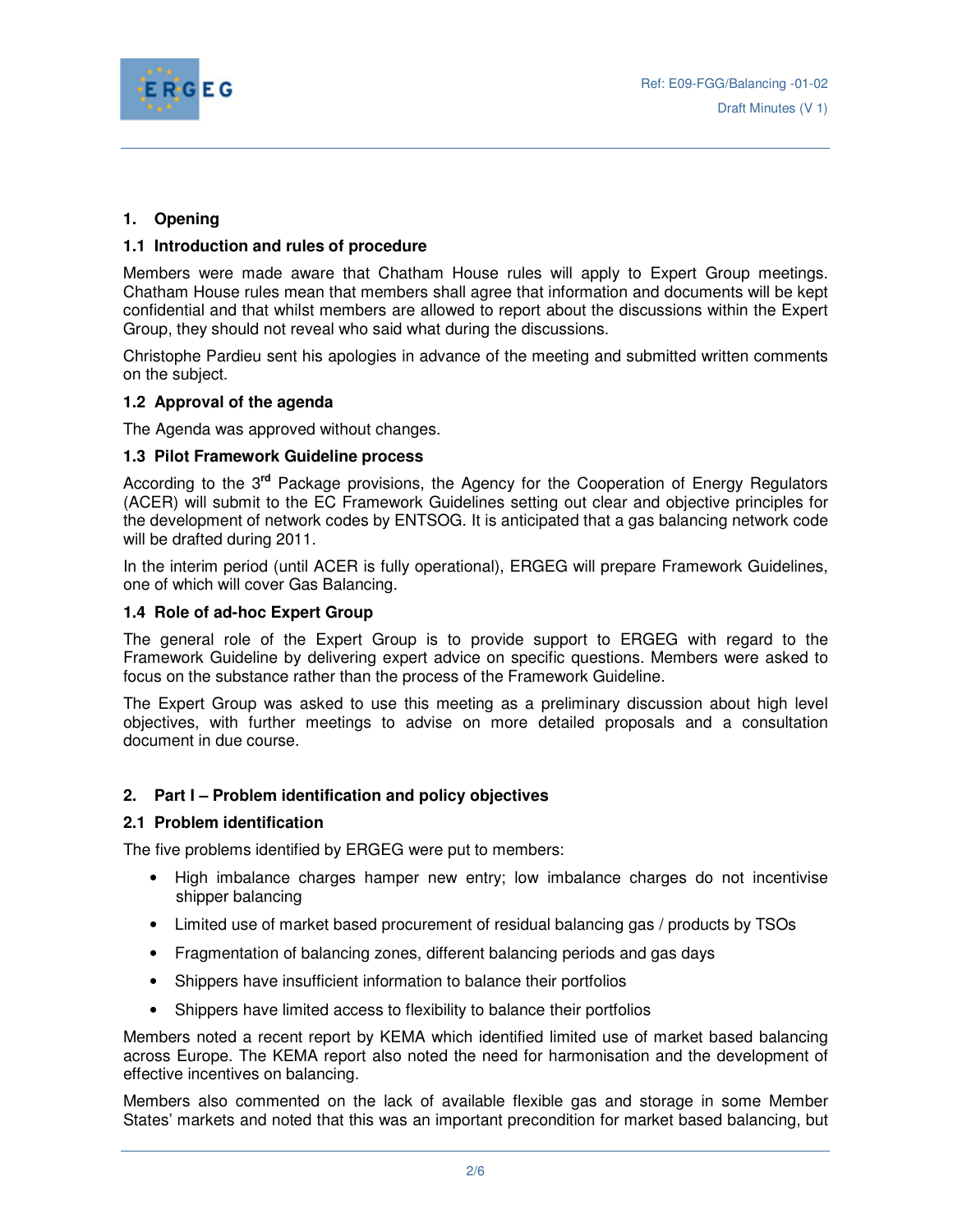## 1. Opening

### 1.1 Introduction and rules of procedure

Members were made aware that Chatham House rules will apply to Expert Group meetings. Chatham House rules mean that members shall agree that information and documents will be kept confidential and that whilst members are allowed to report about the discussions within the Expert Group, they should not reveal who said what during the discussions.

Christophe Pardieu sent his apologies in advance of the meeting and submitted written comments on the subject.

### 1.2 Approval of the agenda

The Agenda was approved without changes.

### 1.3 Pilot Framework Guideline process

According to the 3rd Package provisions, the Agency for the Cooperation of Energy Regulators (ACER) will submit to the EC Framework Guidelines setting out clear and objective principles for the development of network codes by ENTSOG. It is anticipated that a gas balancing network code will be drafted during 2011.

In the interim period (until ACER is fully operational), ERGEG will prepare Framework Guidelines, one of which will cover Gas Balancing.

### 1.4 Role of ad-hoc Expert Group

The general role of the Expert Group is to provide support to ERGEG with regard to the Framework Guideline by delivering expert advice on specific questions. Members were asked to focus on the substance rather than the process of the Framework Guideline.

The Expert Group was asked to use this meeting as a preliminary discussion about high level objectives, with further meetings to advise on more detailed proposals and a consultation document in due course.

## 2. Part I – Problem identification and policy objectives

### 2.1 Problem identification

The five problems identified by ERGEG were put to members:

- High imbalance charges hamper new entry; low imbalance charges do not incentivise shipper balancing
- Limited use of market based procurement of residual balancing gas / products by TSOs
- Fragmentation of balancing zones, different balancing periods and gas days
- Shippers have insufficient information to balance their portfolios
- Shippers have limited access to flexibility to balance their portfolios

Members noted a recent report by KEMA which identified limited use of market based balancing across Europe. The KEMA report also noted the need for harmonisation and the development of effective incentives on balancing.

Members also commented on the lack of available flexible gas and storage in some Member States' markets and noted that this was an important precondition for market based balancing, but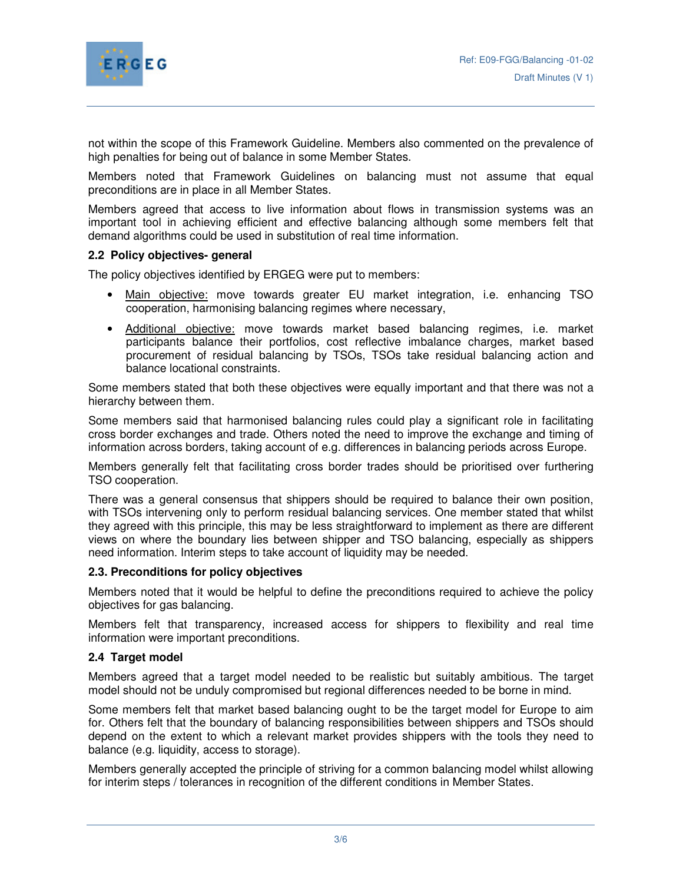not within the scope of this Framework Guideline. Members also commented on the prevalence of high penalties for being out of balance in some Member States.

Members noted that Framework Guidelines on balancing must not assume that equal preconditions are in place in all Member States.

Members agreed that access to live information about flows in transmission systems was an important tool in achieving efficient and effective balancing although some members felt that demand algorithms could be used in substitution of real time information.

### 2.2 Policy objectives- general

The policy objectives identified by ERGEG were put to members:

- Main objective: move towards greater EU market integration, i.e. enhancing TSO cooperation, harmonising balancing regimes where necessary,
- Additional objective: move towards market based balancing regimes, i.e. market participants balance their portfolios, cost reflective imbalance charges, market based procurement of residual balancing by TSOs, TSOs take residual balancing action and balance locational constraints.

Some members stated that both these objectives were equally important and that there was not a hierarchy between them.

Some members said that harmonised balancing rules could play a significant role in facilitating cross border exchanges and trade. Others noted the need to improve the exchange and timing of information across borders, taking account of e.g. differences in balancing periods across Europe.

Members generally felt that facilitating cross border trades should be prioritised over furthering TSO cooperation.

There was a general consensus that shippers should be required to balance their own position, with TSOs intervening only to perform residual balancing services. One member stated that whilst they agreed with this principle, this may be less straightforward to implement as there are different views on where the boundary lies between shipper and TSO balancing, especially as shippers need information. Interim steps to take account of liquidity may be needed.

### 2.3. Preconditions for policy objectives

Members noted that it would be helpful to define the preconditions required to achieve the policy objectives for gas balancing.

Members felt that transparency, increased access for shippers to flexibility and real time information were important preconditions.

### 2.4 Target model

Members agreed that a target model needed to be realistic but suitably ambitious. The target model should not be unduly compromised but regional differences needed to be borne in mind.

Some members felt that market based balancing ought to be the target model for Europe to aim for. Others felt that the boundary of balancing responsibilities between shippers and TSOs should depend on the extent to which a relevant market provides shippers with the tools they need to balance (e.g. liquidity, access to storage).

Members generally accepted the principle of striving for a common balancing model whilst allowing for interim steps / tolerances in recognition of the different conditions in Member States.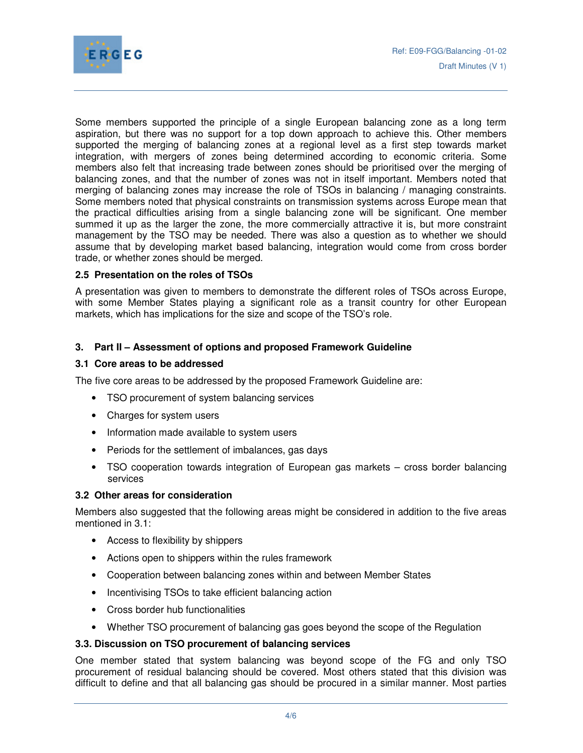Some members supported the principle of a single European balancing zone as a long term aspiration, but there was no support for a top down approach to achieve this. Other members supported the merging of balancing zones at a regional level as a first step towards market integration, with mergers of zones being determined according to economic criteria. Some members also felt that increasing trade between zones should be prioritised over the merging of balancing zones, and that the number of zones was not in itself important. Members noted that merging of balancing zones may increase the role of TSOs in balancing / managing constraints. Some members noted that physical constraints on transmission systems across Europe mean that the practical difficulties arising from a single balancing zone will be significant. One member summed it up as the larger the zone, the more commercially attractive it is, but more constraint management by the TSO may be needed. There was also a question as to whether we should assume that by developing market based balancing, integration would come from cross border trade, or whether zones should be merged.

### 2.5 Presentation on the roles of TSOs

A presentation was given to members to demonstrate the different roles of TSOs across Europe, with some Member States playing a significant role as a transit country for other European markets, which has implications for the size and scope of the TSO's role.

## 3. Part II – Assessment of options and proposed Framework Guideline

### 3.1 Core areas to be addressed

The five core areas to be addressed by the proposed Framework Guideline are:

- TSO procurement of system balancing services
- Charges for system users
- Information made available to system users
- Periods for the settlement of imbalances, gas days
- TSO cooperation towards integration of European gas markets – cross border balancing services

### 3.2 Other areas for consideration

Members also suggested that the following areas might be considered in addition to the five areas mentioned in 3.1:

- Access to flexibility by shippers
- Actions open to shippers within the rules framework
- Cooperation between balancing zones within and between Member States
- Incentivising TSOs to take efficient balancing action
- Cross border hub functionalities
- Whether TSO procurement of balancing gas goes beyond the scope of the Regulation

### 3.3. Discussion on TSO procurement of balancing services

One member stated that system balancing was beyond scope of the FG and only TSO procurement of residual balancing should be covered. Most others stated that this division was difficult to define and that all balancing gas should be procured in a similar manner. Most parties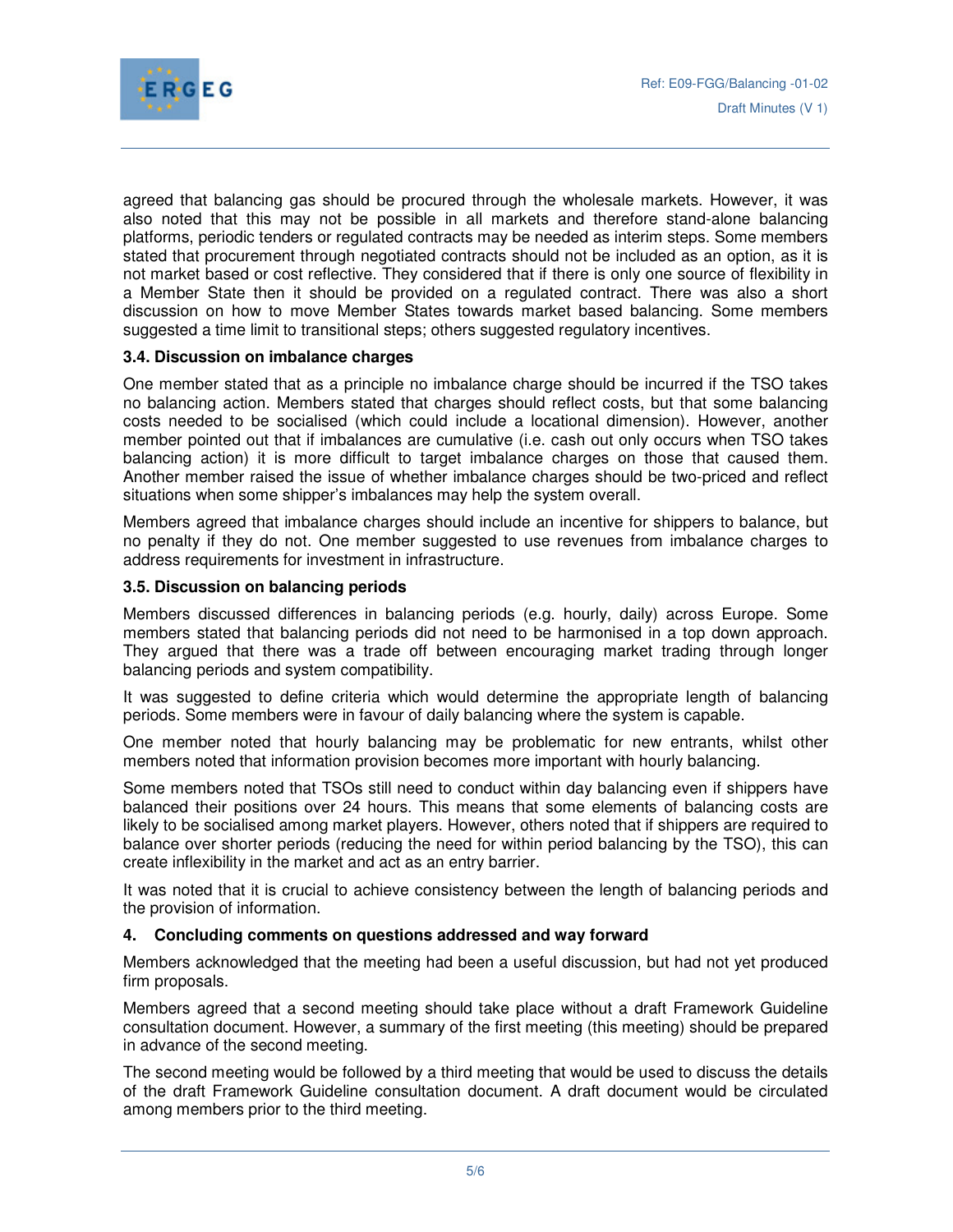agreed that balancing gas should be procured through the wholesale markets. However, it was also noted that this may not be possible in all markets and therefore stand-alone balancing platforms, periodic tenders or regulated contracts may be needed as interim steps. Some members stated that procurement through negotiated contracts should not be included as an option, as it is not market based or cost reflective. They considered that if there is only one source of flexibility in a Member State then it should be provided on a regulated contract. There was also a short discussion on how to move Member States towards market based balancing. Some members suggested a time limit to transitional steps; others suggested regulatory incentives.

### 3.4. Discussion on imbalance charges

One member stated that as a principle no imbalance charge should be incurred if the TSO takes no balancing action. Members stated that charges should reflect costs, but that some balancing costs needed to be socialised (which could include a locational dimension). However, another member pointed out that if imbalances are cumulative (i.e. cash out only occurs when TSO takes balancing action) it is more difficult to target imbalance charges on those that caused them. Another member raised the issue of whether imbalance charges should be two-priced and reflect situations when some shipper's imbalances may help the system overall.

Members agreed that imbalance charges should include an incentive for shippers to balance, but no penalty if they do not. One member suggested to use revenues from imbalance charges to address requirements for investment in infrastructure.

### 3.5. Discussion on balancing periods

Members discussed differences in balancing periods (e.g. hourly, daily) across Europe. Some members stated that balancing periods did not need to be harmonised in a top down approach. They argued that there was a trade off between encouraging market trading through longer balancing periods and system compatibility.

It was suggested to define criteria which would determine the appropriate length of balancing periods. Some members were in favour of daily balancing where the system is capable.

One member noted that hourly balancing may be problematic for new entrants, whilst other members noted that information provision becomes more important with hourly balancing.

Some members noted that TSOs still need to conduct within day balancing even if shippers have balanced their positions over 24 hours. This means that some elements of balancing costs are likely to be socialised among market players. However, others noted that if shippers are required to balance over shorter periods (reducing the need for within period balancing by the TSO), this can create inflexibility in the market and act as an entry barrier.

It was noted that it is crucial to achieve consistency between the length of balancing periods and the provision of information.

## 4. Concluding comments on questions addressed and way forward

Members acknowledged that the meeting had been a useful discussion, but had not yet produced firm proposals.

Members agreed that a second meeting should take place without a draft Framework Guideline consultation document. However, a summary of the first meeting (this meeting) should be prepared in advance of the second meeting.

The second meeting would be followed by a third meeting that would be used to discuss the details of the draft Framework Guideline consultation document. A draft document would be circulated among members prior to the third meeting.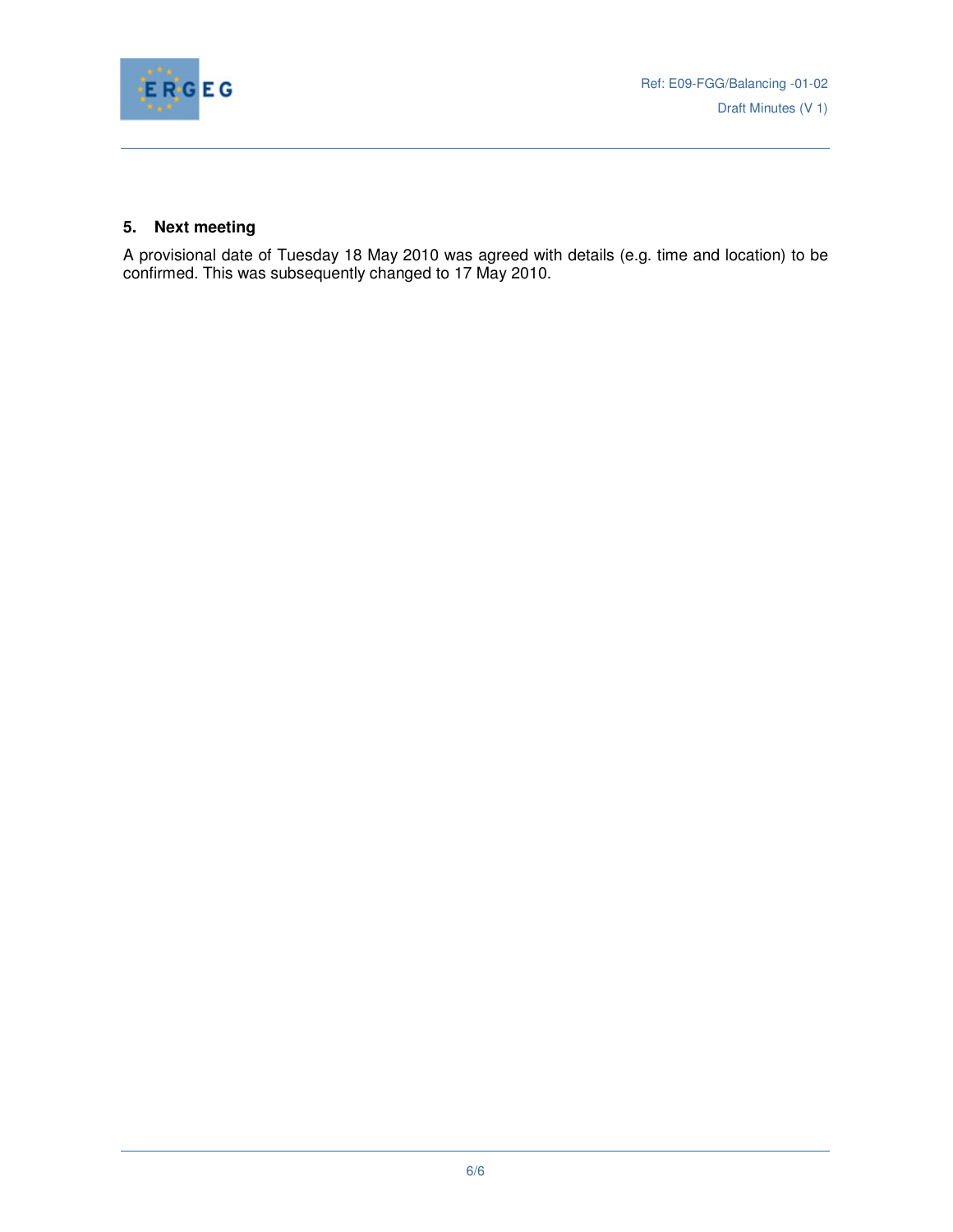## 5. Next meeting

A provisional date of Tuesday 18 May 2010 was agreed with details (e.g. time and location) to be confirmed. This was subsequently changed to 17 May 2010.